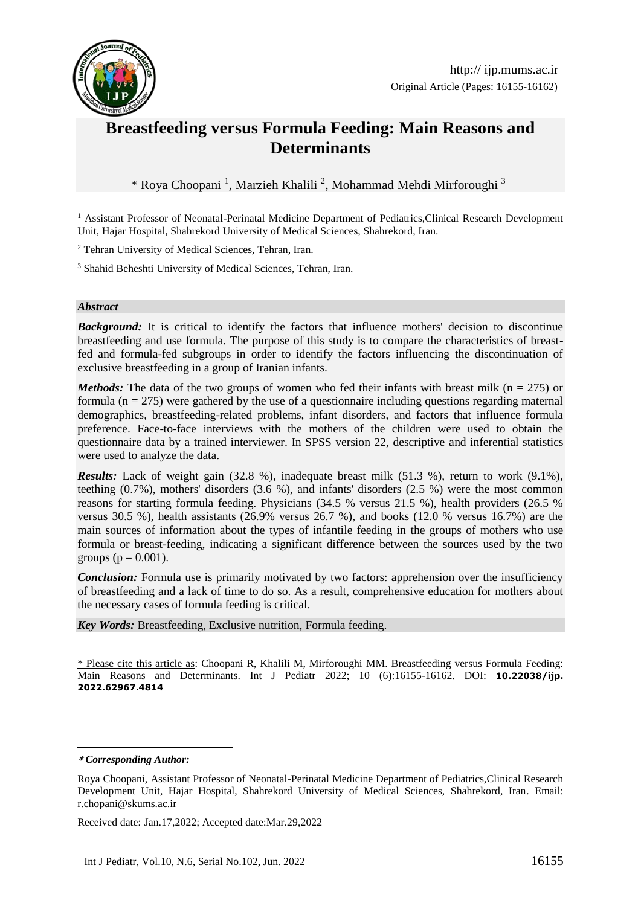Original Article (Pages: 16155-16162)

# Breastfeeding versus Formula Feeding: Main Reasons and Determinants

\* Roya Choopani [1], Marzieh Khalili [2], Mohammad Mehdi Mirforoughi [3]

[1] Assistant Professor of Neonatal-Perinatal Medicine Department of Pediatrics,Clinical Research Development Unit, Hajar Hospital, Shahrekord University of Medical Sciences, Shahrekord, Iran.

[2] Tehran University of Medical Sciences, Tehran, Iran.

[3] Shahid Beheshti University of Medical Sciences, Tehran, Iran.

### *Abstract*

***Background:*** It is critical to identify the factors that influence mothers' decision to discontinue breastfeeding and use formula. The purpose of this study is to compare the characteristics of breast-fed and formula-fed subgroups in order to identify the factors influencing the discontinuation of exclusive breastfeeding in a group of Iranian infants.

***Methods:*** The data of the two groups of women who fed their infants with breast milk (n = 275) or formula (n = 275) were gathered by the use of a questionnaire including questions regarding maternal demographics, breastfeeding-related problems, infant disorders, and factors that influence formula preference. Face-to-face interviews with the mothers of the children were used to obtain the questionnaire data by a trained interviewer. In SPSS version 22, descriptive and inferential statistics were used to analyze the data.

***Results:*** Lack of weight gain (32.8 %), inadequate breast milk (51.3 %), return to work (9.1%), teething (0.7%), mothers' disorders (3.6 %), and infants' disorders (2.5 %) were the most common reasons for starting formula feeding. Physicians (34.5 % versus 21.5 %), health providers (26.5 % versus 30.5 %), health assistants (26.9% versus 26.7 %), and books (12.0 % versus 16.7%) are the main sources of information about the types of infantile feeding in the groups of mothers who use formula or breast-feeding, indicating a significant difference between the sources used by the two groups (p = 0.001).

***Conclusion:*** Formula use is primarily motivated by two factors: apprehension over the insufficiency of breastfeeding and a lack of time to do so. As a result, comprehensive education for mothers about the necessary cases of formula feeding is critical.

***Key Words:*** Breastfeeding, Exclusive nutrition, Formula feeding.

\* Please cite this article as: Choopani R, Khalili M, Mirforoughi MM. Breastfeeding versus Formula Feeding: Main Reasons and Determinants. Int J Pediatr 2022; 10 (6):16155-16162. DOI: **10.22038/ijp.2022.62967.4814**

---

***\*Corresponding Author:***

Roya Choopani, Assistant Professor of Neonatal-Perinatal Medicine Department of Pediatrics,Clinical Research Development Unit, Hajar Hospital, Shahrekord University of Medical Sciences, Shahrekord, Iran. Email: r.chopani@skums.ac.ir

Received date: Jan.17,2022; Accepted date:Mar.29,2022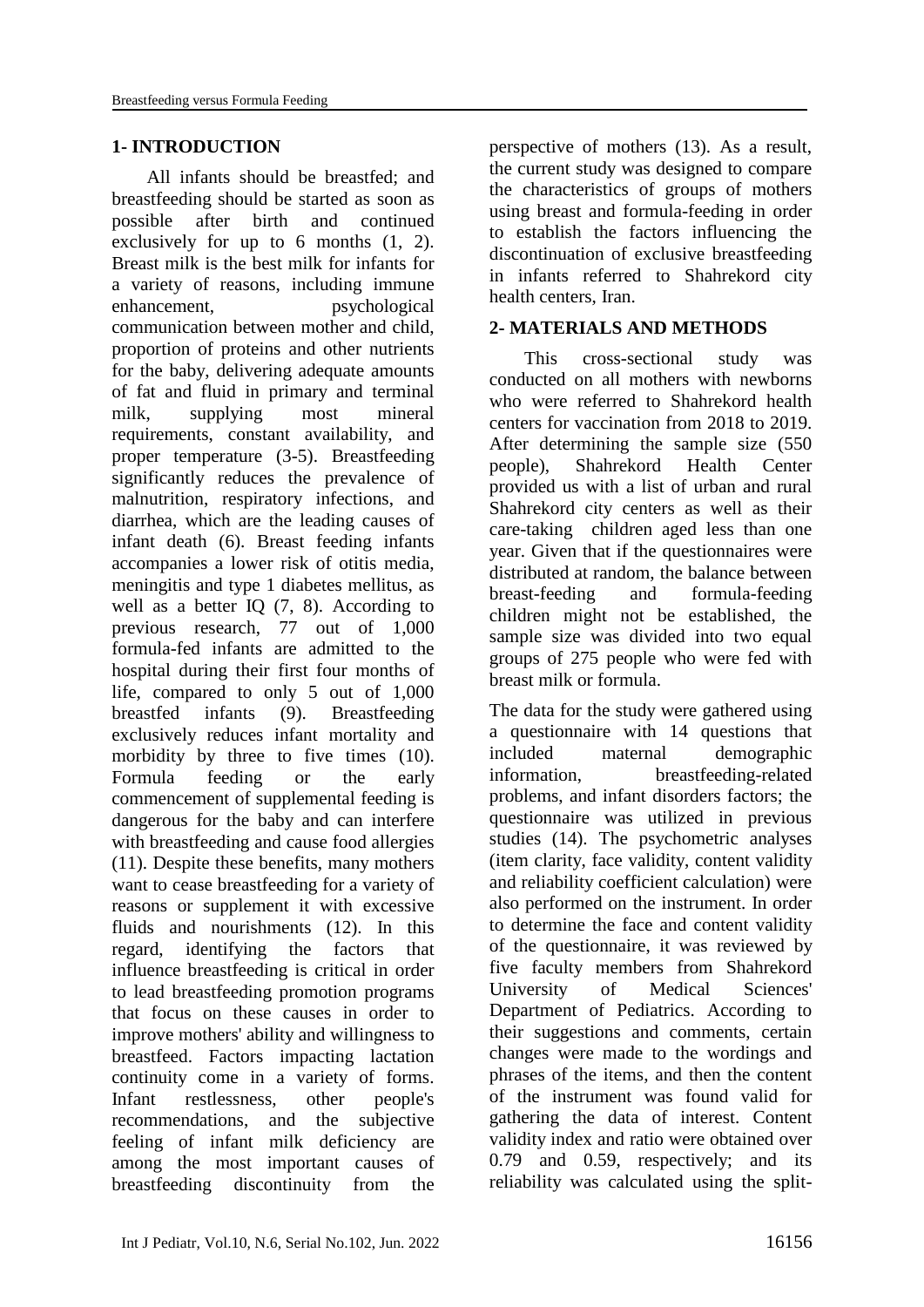## 1- INTRODUCTION

All infants should be breastfed; and breastfeeding should be started as soon as possible after birth and continued exclusively for up to 6 months (1, 2). Breast milk is the best milk for infants for a variety of reasons, including immune enhancement, psychological communication between mother and child, proportion of proteins and other nutrients for the baby, delivering adequate amounts of fat and fluid in primary and terminal milk, supplying most mineral requirements, constant availability, and proper temperature (3-5). Breastfeeding significantly reduces the prevalence of malnutrition, respiratory infections, and diarrhea, which are the leading causes of infant death (6). Breast feeding infants accompanies a lower risk of otitis media, meningitis and type 1 diabetes mellitus, as well as a better IQ (7, 8). According to previous research, 77 out of 1,000 formula-fed infants are admitted to the hospital during their first four months of life, compared to only 5 out of 1,000 breastfed infants (9). Breastfeeding exclusively reduces infant mortality and morbidity by three to five times (10). Formula feeding or the early commencement of supplemental feeding is dangerous for the baby and can interfere with breastfeeding and cause food allergies (11). Despite these benefits, many mothers want to cease breastfeeding for a variety of reasons or supplement it with excessive fluids and nourishments (12). In this regard, identifying the factors that influence breastfeeding is critical in order to lead breastfeeding promotion programs that focus on these causes in order to improve mothers' ability and willingness to breastfeed. Factors impacting lactation continuity come in a variety of forms. Infant restlessness, other people's recommendations, and the subjective feeling of infant milk deficiency are among the most important causes of breastfeeding discontinuity from the perspective of mothers (13). As a result, the current study was designed to compare the characteristics of groups of mothers using breast and formula-feeding in order to establish the factors influencing the discontinuation of exclusive breastfeeding in infants referred to Shahrekord city health centers, Iran.

## 2- MATERIALS AND METHODS

This cross-sectional study was conducted on all mothers with newborns who were referred to Shahrekord health centers for vaccination from 2018 to 2019. After determining the sample size (550 people), Shahrekord Health Center provided us with a list of urban and rural Shahrekord city centers as well as their care-taking children aged less than one year. Given that if the questionnaires were distributed at random, the balance between breast-feeding and formula-feeding children might not be established, the sample size was divided into two equal groups of 275 people who were fed with breast milk or formula.

The data for the study were gathered using a questionnaire with 14 questions that included maternal demographic information, breastfeeding-related problems, and infant disorders factors; the questionnaire was utilized in previous studies (14). The psychometric analyses (item clarity, face validity, content validity and reliability coefficient calculation) were also performed on the instrument. In order to determine the face and content validity of the questionnaire, it was reviewed by five faculty members from Shahrekord University of Medical Sciences' Department of Pediatrics. According to their suggestions and comments, certain changes were made to the wordings and phrases of the items, and then the content of the instrument was found valid for gathering the data of interest. Content validity index and ratio were obtained over 0.79 and 0.59, respectively; and its reliability was calculated using the split-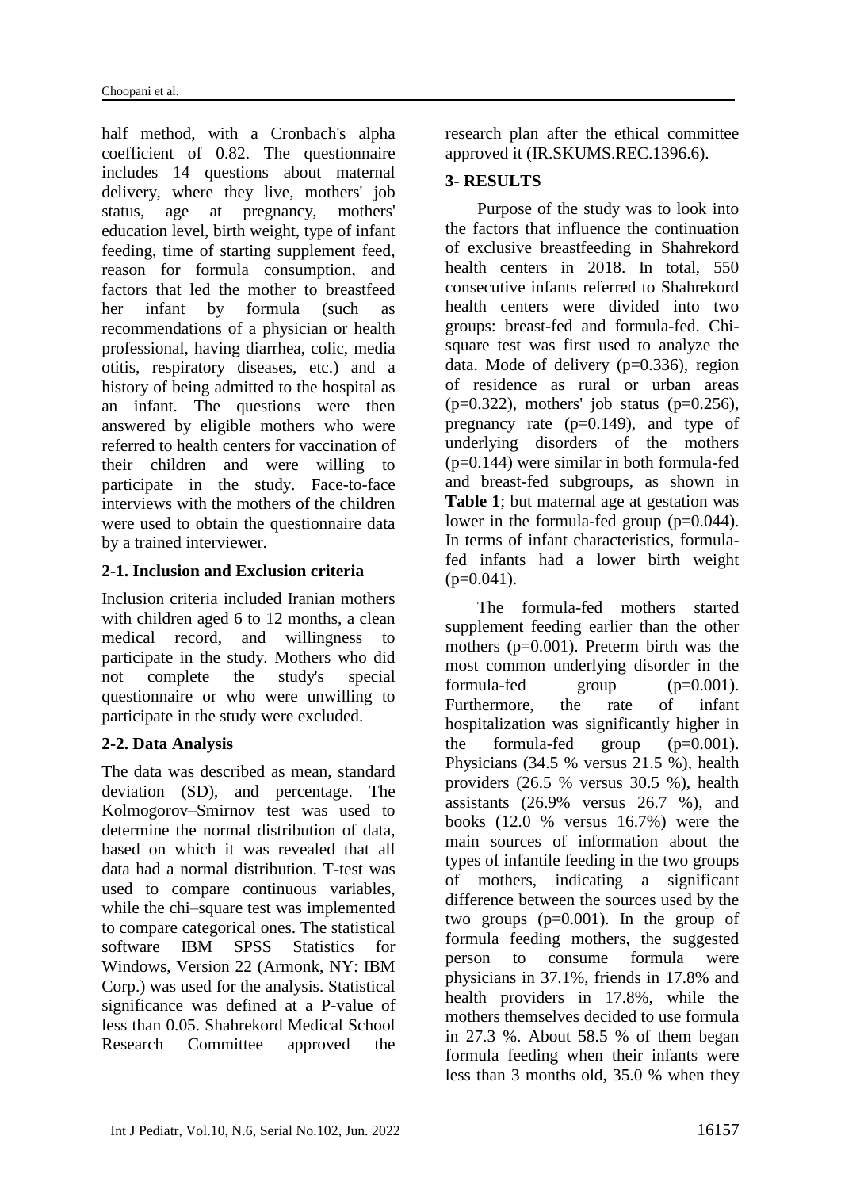half method, with a Cronbach's alpha coefficient of 0.82. The questionnaire includes 14 questions about maternal delivery, where they live, mothers' job status, age at pregnancy, mothers' education level, birth weight, type of infant feeding, time of starting supplement feed, reason for formula consumption, and factors that led the mother to breastfeed her infant by formula (such as recommendations of a physician or health professional, having diarrhea, colic, media otitis, respiratory diseases, etc.) and a history of being admitted to the hospital as an infant. The questions were then answered by eligible mothers who were referred to health centers for vaccination of their children and were willing to participate in the study. Face-to-face interviews with the mothers of the children were used to obtain the questionnaire data by a trained interviewer.

### 2-1. Inclusion and Exclusion criteria

Inclusion criteria included Iranian mothers with children aged 6 to 12 months, a clean medical record, and willingness to participate in the study. Mothers who did not complete the study's special questionnaire or who were unwilling to participate in the study were excluded.

### 2-2. Data Analysis

The data was described as mean, standard deviation (SD), and percentage. The Kolmogorov–Smirnov test was used to determine the normal distribution of data, based on which it was revealed that all data had a normal distribution. T-test was used to compare continuous variables, while the chi–square test was implemented to compare categorical ones. The statistical software IBM SPSS Statistics for Windows, Version 22 (Armonk, NY: IBM Corp.) was used for the analysis. Statistical significance was defined at a P-value of less than 0.05. Shahrekord Medical School Research Committee approved the research plan after the ethical committee approved it (IR.SKUMS.REC.1396.6).

## 3- RESULTS

Purpose of the study was to look into the factors that influence the continuation of exclusive breastfeeding in Shahrekord health centers in 2018. In total, 550 consecutive infants referred to Shahrekord health centers were divided into two groups: breast-fed and formula-fed. Chi-square test was first used to analyze the data. Mode of delivery (p=0.336), region of residence as rural or urban areas (p=0.322), mothers' job status (p=0.256), pregnancy rate (p=0.149), and type of underlying disorders of the mothers (p=0.144) were similar in both formula-fed and breast-fed subgroups, as shown in **Table 1**; but maternal age at gestation was lower in the formula-fed group (p=0.044). In terms of infant characteristics, formula-fed infants had a lower birth weight (p=0.041).

The formula-fed mothers started supplement feeding earlier than the other mothers (p=0.001). Preterm birth was the most common underlying disorder in the formula-fed group (p=0.001). Furthermore, the rate of infant hospitalization was significantly higher in the formula-fed group (p=0.001). Physicians (34.5 % versus 21.5 %), health providers (26.5 % versus 30.5 %), health assistants (26.9% versus 26.7 %), and books (12.0 % versus 16.7%) were the main sources of information about the types of infantile feeding in the two groups of mothers, indicating a significant difference between the sources used by the two groups (p=0.001). In the group of formula feeding mothers, the suggested person to consume formula were physicians in 37.1%, friends in 17.8% and health providers in 17.8%, while the mothers themselves decided to use formula in 27.3 %. About 58.5 % of them began formula feeding when their infants were less than 3 months old, 35.0 % when they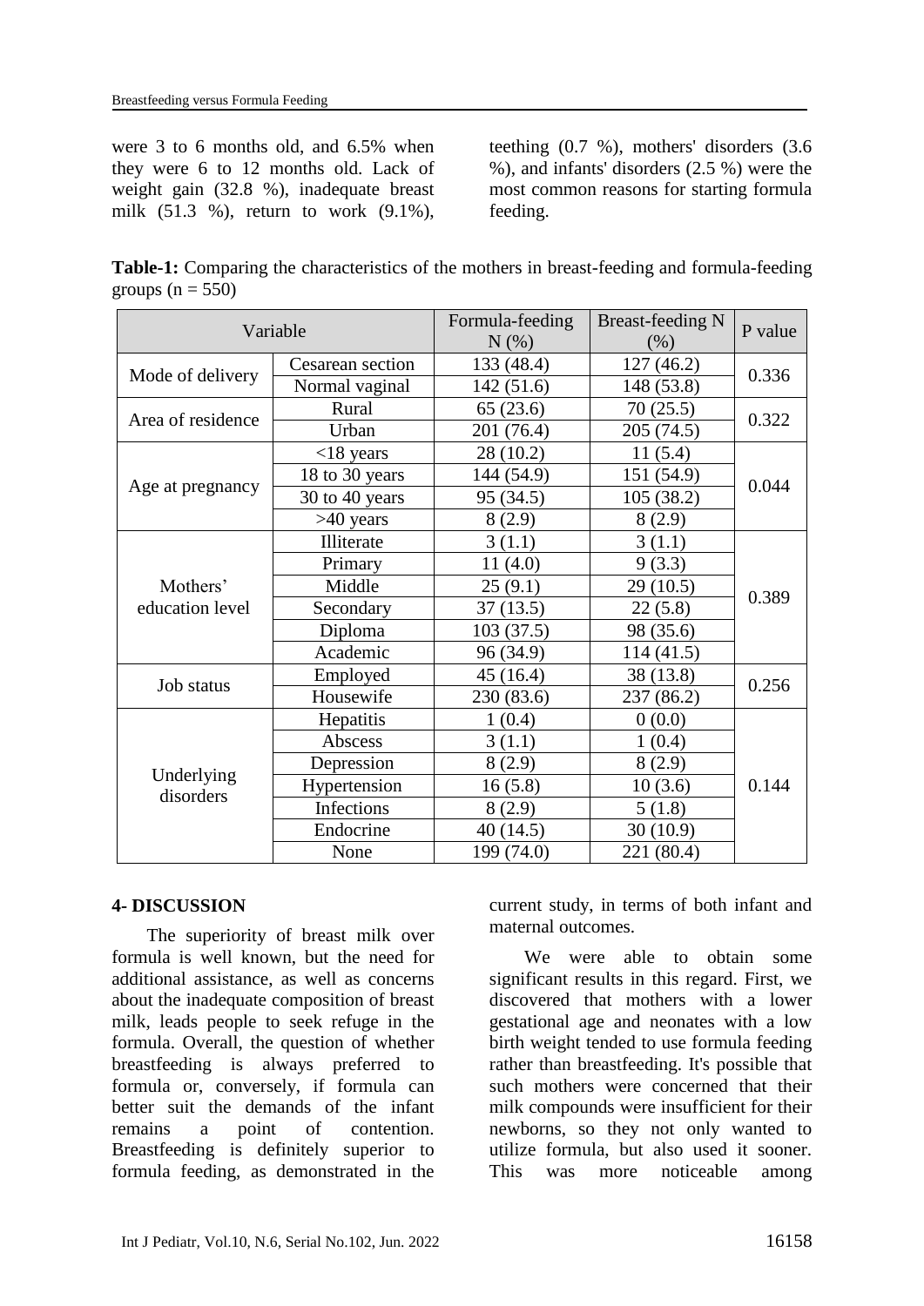were 3 to 6 months old, and 6.5% when they were 6 to 12 months old. Lack of weight gain (32.8 %), inadequate breast milk (51.3 %), return to work (9.1%), teething (0.7 %), mothers' disorders (3.6 %), and infants' disorders (2.5 %) were the most common reasons for starting formula feeding.

**Table-1:** Comparing the characteristics of the mothers in breast-feeding and formula-feeding groups (n = 550)

| Variable | | Formula-feeding N (%) | Breast-feeding N (%) | P value |
|---|---|---|---|---|
| Mode of delivery | Cesarean section | 133 (48.4) | 127 (46.2) | 0.336 |
| | Normal vaginal | 142 (51.6) | 148 (53.8) | |
| Area of residence | Rural | 65 (23.6) | 70 (25.5) | 0.322 |
| | Urban | 201 (76.4) | 205 (74.5) | |
| Age at pregnancy | <18 years | 28 (10.2) | 11 (5.4) | 0.044 |
| | 18 to 30 years | 144 (54.9) | 151 (54.9) | |
| | 30 to 40 years | 95 (34.5) | 105 (38.2) | |
| | >40 years | 8 (2.9) | 8 (2.9) | |
| Mothers' education level | Illiterate | 3 (1.1) | 3 (1.1) | 0.389 |
| | Primary | 11 (4.0) | 9 (3.3) | |
| | Middle | 25 (9.1) | 29 (10.5) | |
| | Secondary | 37 (13.5) | 22 (5.8) | |
| | Diploma | 103 (37.5) | 98 (35.6) | |
| | Academic | 96 (34.9) | 114 (41.5) | |
| Job status | Employed | 45 (16.4) | 38 (13.8) | 0.256 |
| | Housewife | 230 (83.6) | 237 (86.2) | |
| Underlying disorders | Hepatitis | 1 (0.4) | 0 (0.0) | 0.144 |
| | Abscess | 3 (1.1) | 1 (0.4) | |
| | Depression | 8 (2.9) | 8 (2.9) | |
| | Hypertension | 16 (5.8) | 10 (3.6) | |
| | Infections | 8 (2.9) | 5 (1.8) | |
| | Endocrine | 40 (14.5) | 30 (10.9) | |
| | None | 199 (74.0) | 221 (80.4) | |

## 4- DISCUSSION

The superiority of breast milk over formula is well known, but the need for additional assistance, as well as concerns about the inadequate composition of breast milk, leads people to seek refuge in the formula. Overall, the question of whether breastfeeding is always preferred to formula or, conversely, if formula can better suit the demands of the infant remains a point of contention. Breastfeeding is definitely superior to formula feeding, as demonstrated in the current study, in terms of both infant and maternal outcomes.

We were able to obtain some significant results in this regard. First, we discovered that mothers with a lower gestational age and neonates with a low birth weight tended to use formula feeding rather than breastfeeding. It's possible that such mothers were concerned that their milk compounds were insufficient for their newborns, so they not only wanted to utilize formula, but also used it sooner. This was more noticeable among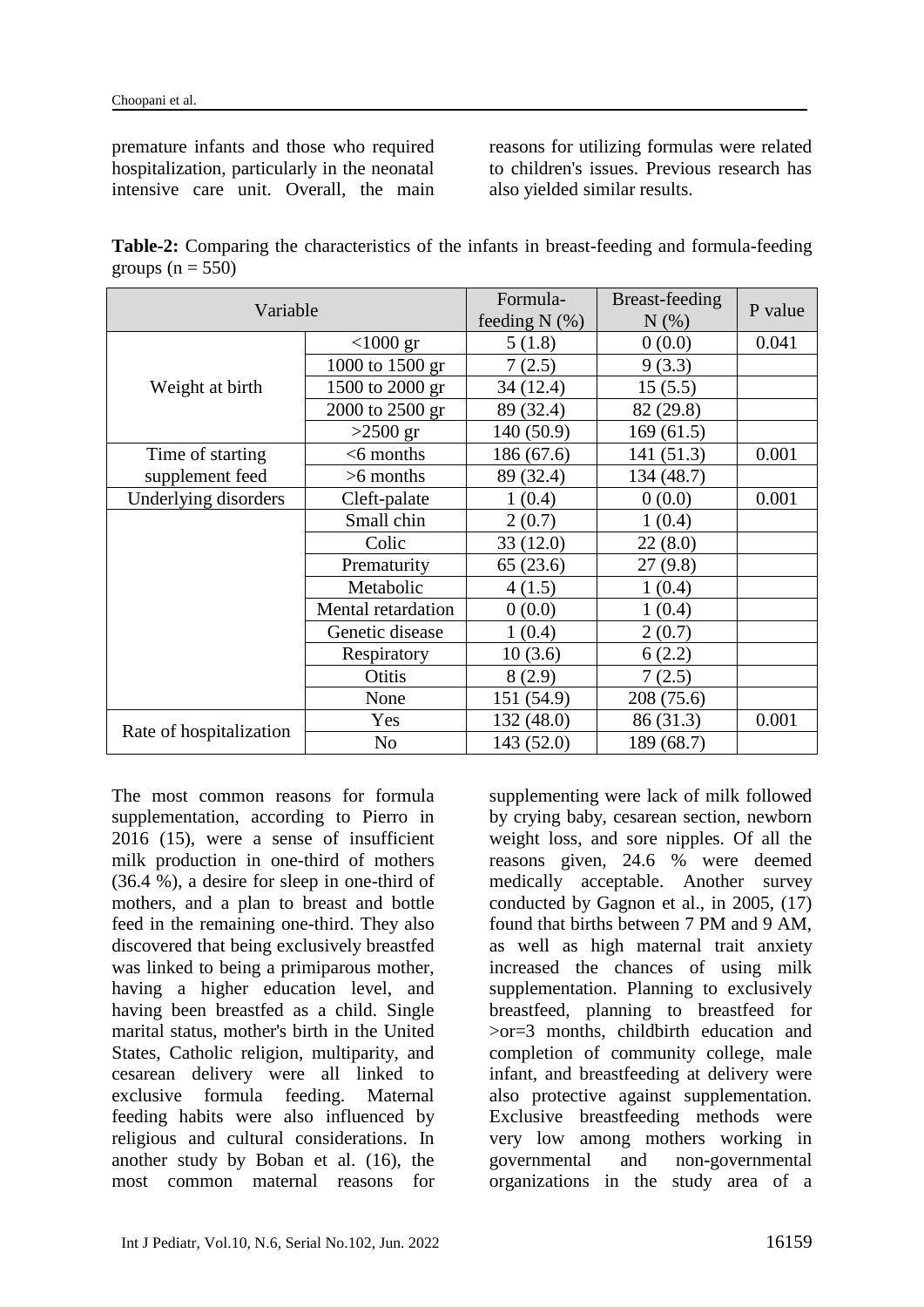premature infants and those who required hospitalization, particularly in the neonatal intensive care unit. Overall, the main reasons for utilizing formulas were related to children's issues. Previous research has also yielded similar results.

**Table-2:** Comparing the characteristics of the infants in breast-feeding and formula-feeding groups (n = 550)

| Variable | | Formula-feeding N (%) | Breast-feeding N (%) | P value |
|---|---|---|---|---|
| Weight at birth | <1000 gr | 5 (1.8) | 0 (0.0) | 0.041 |
| | 1000 to 1500 gr | 7 (2.5) | 9 (3.3) | |
| | 1500 to 2000 gr | 34 (12.4) | 15 (5.5) | |
| | 2000 to 2500 gr | 89 (32.4) | 82 (29.8) | |
| | >2500 gr | 140 (50.9) | 169 (61.5) | |
| Time of starting supplement feed | <6 months | 186 (67.6) | 141 (51.3) | 0.001 |
| | >6 months | 89 (32.4) | 134 (48.7) | |
| Underlying disorders | Cleft-palate | 1 (0.4) | 0 (0.0) | 0.001 |
| | Small chin | 2 (0.7) | 1 (0.4) | |
| | Colic | 33 (12.0) | 22 (8.0) | |
| | Prematurity | 65 (23.6) | 27 (9.8) | |
| | Metabolic | 4 (1.5) | 1 (0.4) | |
| | Mental retardation | 0 (0.0) | 1 (0.4) | |
| | Genetic disease | 1 (0.4) | 2 (0.7) | |
| | Respiratory | 10 (3.6) | 6 (2.2) | |
| | Otitis | 8 (2.9) | 7 (2.5) | |
| | None | 151 (54.9) | 208 (75.6) | |
| Rate of hospitalization | Yes | 132 (48.0) | 86 (31.3) | 0.001 |
| | No | 143 (52.0) | 189 (68.7) | |

The most common reasons for formula supplementation, according to Pierro in 2016 (15), were a sense of insufficient milk production in one-third of mothers (36.4 %), a desire for sleep in one-third of mothers, and a plan to breast and bottle feed in the remaining one-third. They also discovered that being exclusively breastfed was linked to being a primiparous mother, having a higher education level, and having been breastfed as a child. Single marital status, mother's birth in the United States, Catholic religion, multiparity, and cesarean delivery were all linked to exclusive formula feeding. Maternal feeding habits were also influenced by religious and cultural considerations. In another study by Boban et al. (16), the most common maternal reasons for supplementing were lack of milk followed by crying baby, cesarean section, newborn weight loss, and sore nipples. Of all the reasons given, 24.6 % were deemed medically acceptable. Another survey conducted by Gagnon et al., in 2005, (17) found that births between 7 PM and 9 AM, as well as high maternal trait anxiety increased the chances of using milk supplementation. Planning to exclusively breastfeed, planning to breastfeed for >or=3 months, childbirth education and completion of community college, male infant, and breastfeeding at delivery were also protective against supplementation. Exclusive breastfeeding methods were very low among mothers working in governmental and non-governmental organizations in the study area of a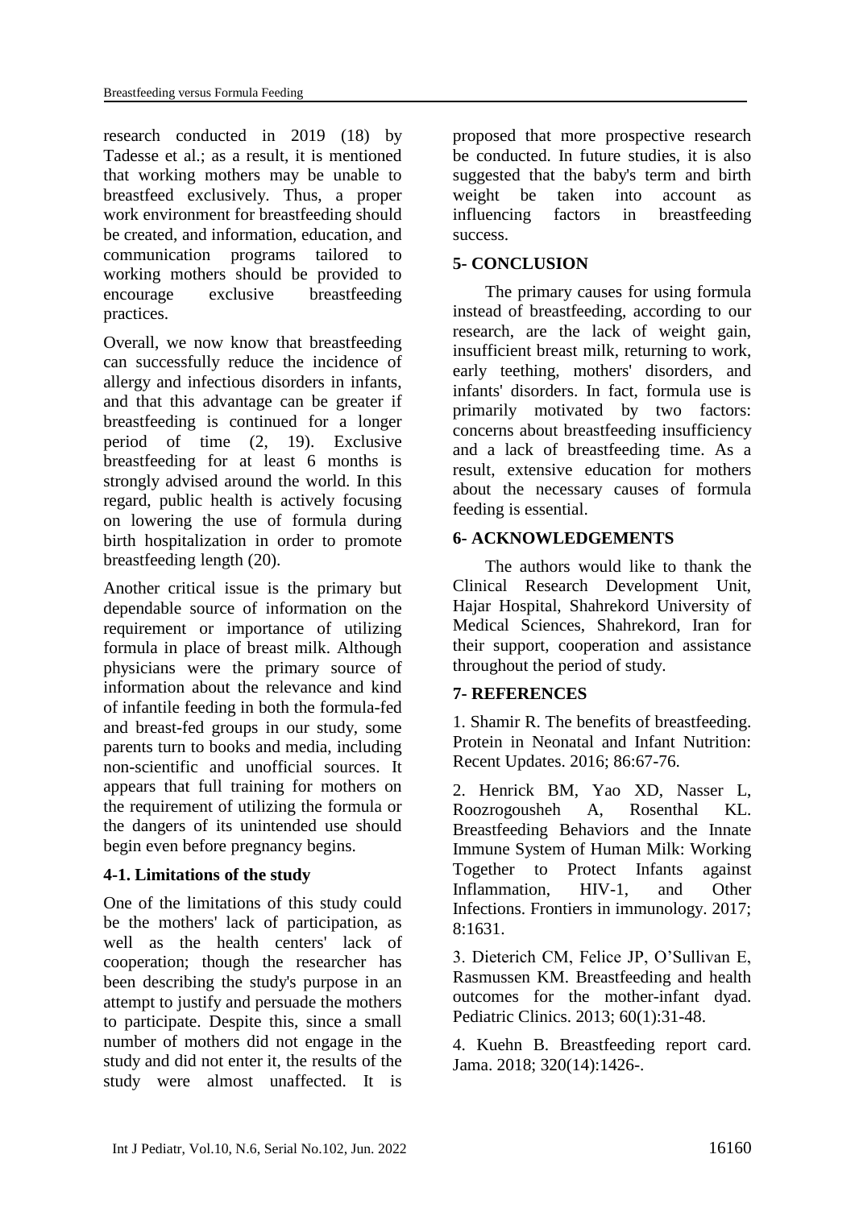research conducted in 2019 (18) by Tadesse et al.; as a result, it is mentioned that working mothers may be unable to breastfeed exclusively. Thus, a proper work environment for breastfeeding should be created, and information, education, and communication programs tailored to working mothers should be provided to encourage exclusive breastfeeding practices.

Overall, we now know that breastfeeding can successfully reduce the incidence of allergy and infectious disorders in infants, and that this advantage can be greater if breastfeeding is continued for a longer period of time (2, 19). Exclusive breastfeeding for at least 6 months is strongly advised around the world. In this regard, public health is actively focusing on lowering the use of formula during birth hospitalization in order to promote breastfeeding length (20).

Another critical issue is the primary but dependable source of information on the requirement or importance of utilizing formula in place of breast milk. Although physicians were the primary source of information about the relevance and kind of infantile feeding in both the formula-fed and breast-fed groups in our study, some parents turn to books and media, including non-scientific and unofficial sources. It appears that full training for mothers on the requirement of utilizing the formula or the dangers of its unintended use should begin even before pregnancy begins.

### 4-1. Limitations of the study

One of the limitations of this study could be the mothers' lack of participation, as well as the health centers' lack of cooperation; though the researcher has been describing the study's purpose in an attempt to justify and persuade the mothers to participate. Despite this, since a small number of mothers did not engage in the study and did not enter it, the results of the study were almost unaffected. It is proposed that more prospective research be conducted. In future studies, it is also suggested that the baby's term and birth weight be taken into account as influencing factors in breastfeeding success.

## 5- CONCLUSION

The primary causes for using formula instead of breastfeeding, according to our research, are the lack of weight gain, insufficient breast milk, returning to work, early teething, mothers' disorders, and infants' disorders. In fact, formula use is primarily motivated by two factors: concerns about breastfeeding insufficiency and a lack of breastfeeding time. As a result, extensive education for mothers about the necessary causes of formula feeding is essential.

## 6- ACKNOWLEDGEMENTS

The authors would like to thank the Clinical Research Development Unit, Hajar Hospital, Shahrekord University of Medical Sciences, Shahrekord, Iran for their support, cooperation and assistance throughout the period of study.

## 7- REFERENCES

1. Shamir R. The benefits of breastfeeding. Protein in Neonatal and Infant Nutrition: Recent Updates. 2016; 86:67-76.

2. Henrick BM, Yao XD, Nasser L, Roozrogousheh A, Rosenthal KL. Breastfeeding Behaviors and the Innate Immune System of Human Milk: Working Together to Protect Infants against Inflammation, HIV-1, and Other Infections. Frontiers in immunology. 2017; 8:1631.

3. Dieterich CM, Felice JP, O'Sullivan E, Rasmussen KM. Breastfeeding and health outcomes for the mother-infant dyad. Pediatric Clinics. 2013; 60(1):31-48.

4. Kuehn B. Breastfeeding report card. Jama. 2018; 320(14):1426-.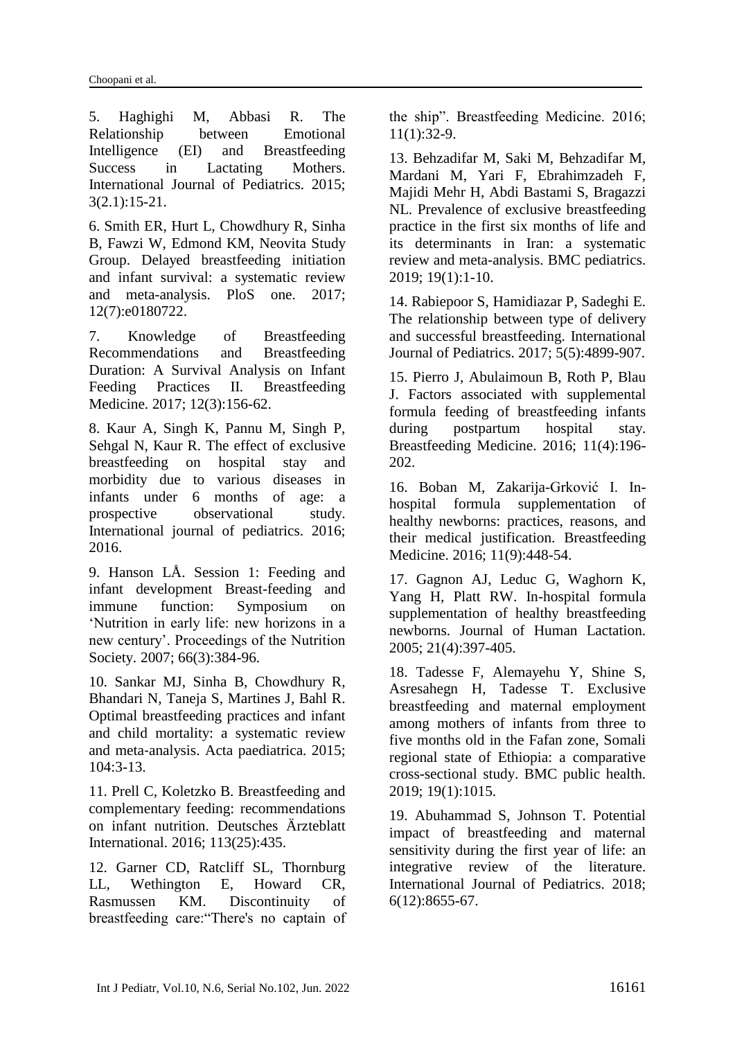5. Haghighi M, Abbasi R. The Relationship between Emotional Intelligence (EI) and Breastfeeding Success in Lactating Mothers. International Journal of Pediatrics. 2015; 3(2.1):15-21.

6. Smith ER, Hurt L, Chowdhury R, Sinha B, Fawzi W, Edmond KM, Neovita Study Group. Delayed breastfeeding initiation and infant survival: a systematic review and meta-analysis. PloS one. 2017; 12(7):e0180722.

7. Knowledge of Breastfeeding Recommendations and Breastfeeding Duration: A Survival Analysis on Infant Feeding Practices II. Breastfeeding Medicine. 2017; 12(3):156-62.

8. Kaur A, Singh K, Pannu M, Singh P, Sehgal N, Kaur R. The effect of exclusive breastfeeding on hospital stay and morbidity due to various diseases in infants under 6 months of age: a prospective observational study. International journal of pediatrics. 2016; 2016.

9. Hanson LÅ. Session 1: Feeding and infant development Breast-feeding and immune function: Symposium on 'Nutrition in early life: new horizons in a new century'. Proceedings of the Nutrition Society. 2007; 66(3):384-96.

10. Sankar MJ, Sinha B, Chowdhury R, Bhandari N, Taneja S, Martines J, Bahl R. Optimal breastfeeding practices and infant and child mortality: a systematic review and meta-analysis. Acta paediatrica. 2015; 104:3-13.

11. Prell C, Koletzko B. Breastfeeding and complementary feeding: recommendations on infant nutrition. Deutsches Ärzteblatt International. 2016; 113(25):435.

12. Garner CD, Ratcliff SL, Thornburg LL, Wethington E, Howard CR, Rasmussen KM. Discontinuity of breastfeeding care:"There's no captain of the ship". Breastfeeding Medicine. 2016; 11(1):32-9.

13. Behzadifar M, Saki M, Behzadifar M, Mardani M, Yari F, Ebrahimzadeh F, Majidi Mehr H, Abdi Bastami S, Bragazzi NL. Prevalence of exclusive breastfeeding practice in the first six months of life and its determinants in Iran: a systematic review and meta-analysis. BMC pediatrics. 2019; 19(1):1-10.

14. Rabiepoor S, Hamidiazar P, Sadeghi E. The relationship between type of delivery and successful breastfeeding. International Journal of Pediatrics. 2017; 5(5):4899-907.

15. Pierro J, Abulaimoun B, Roth P, Blau J. Factors associated with supplemental formula feeding of breastfeeding infants during postpartum hospital stay. Breastfeeding Medicine. 2016; 11(4):196-202.

16. Boban M, Zakarija-Grković I. In-hospital formula supplementation of healthy newborns: practices, reasons, and their medical justification. Breastfeeding Medicine. 2016; 11(9):448-54.

17. Gagnon AJ, Leduc G, Waghorn K, Yang H, Platt RW. In-hospital formula supplementation of healthy breastfeeding newborns. Journal of Human Lactation. 2005; 21(4):397-405.

18. Tadesse F, Alemayehu Y, Shine S, Asresahegn H, Tadesse T. Exclusive breastfeeding and maternal employment among mothers of infants from three to five months old in the Fafan zone, Somali regional state of Ethiopia: a comparative cross-sectional study. BMC public health. 2019; 19(1):1015.

19. Abuhammad S, Johnson T. Potential impact of breastfeeding and maternal sensitivity during the first year of life: an integrative review of the literature. International Journal of Pediatrics. 2018; 6(12):8655-67.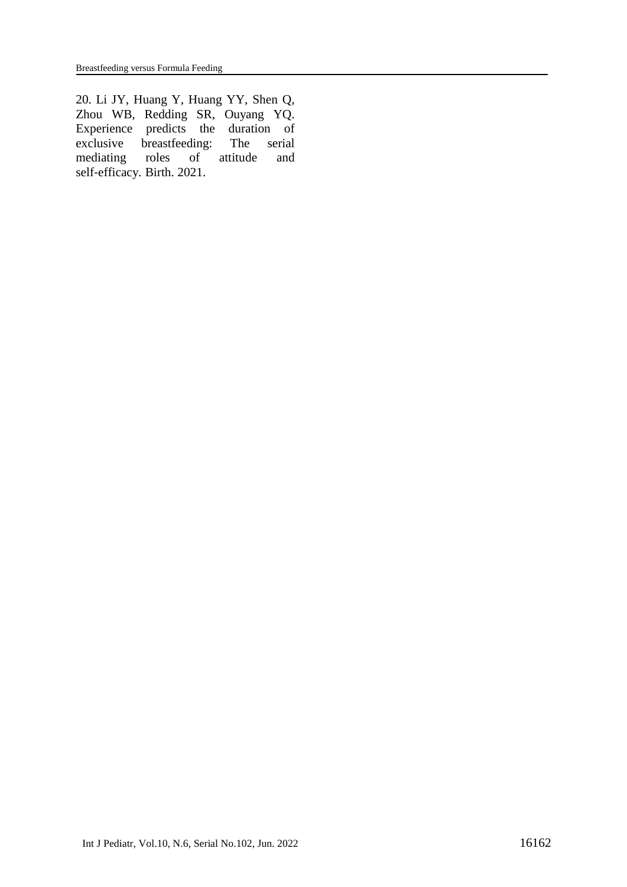20. Li JY, Huang Y, Huang YY, Shen Q, Zhou WB, Redding SR, Ouyang YQ. Experience predicts the duration of exclusive breastfeeding: The serial mediating roles of attitude and self-efficacy. Birth. 2021.